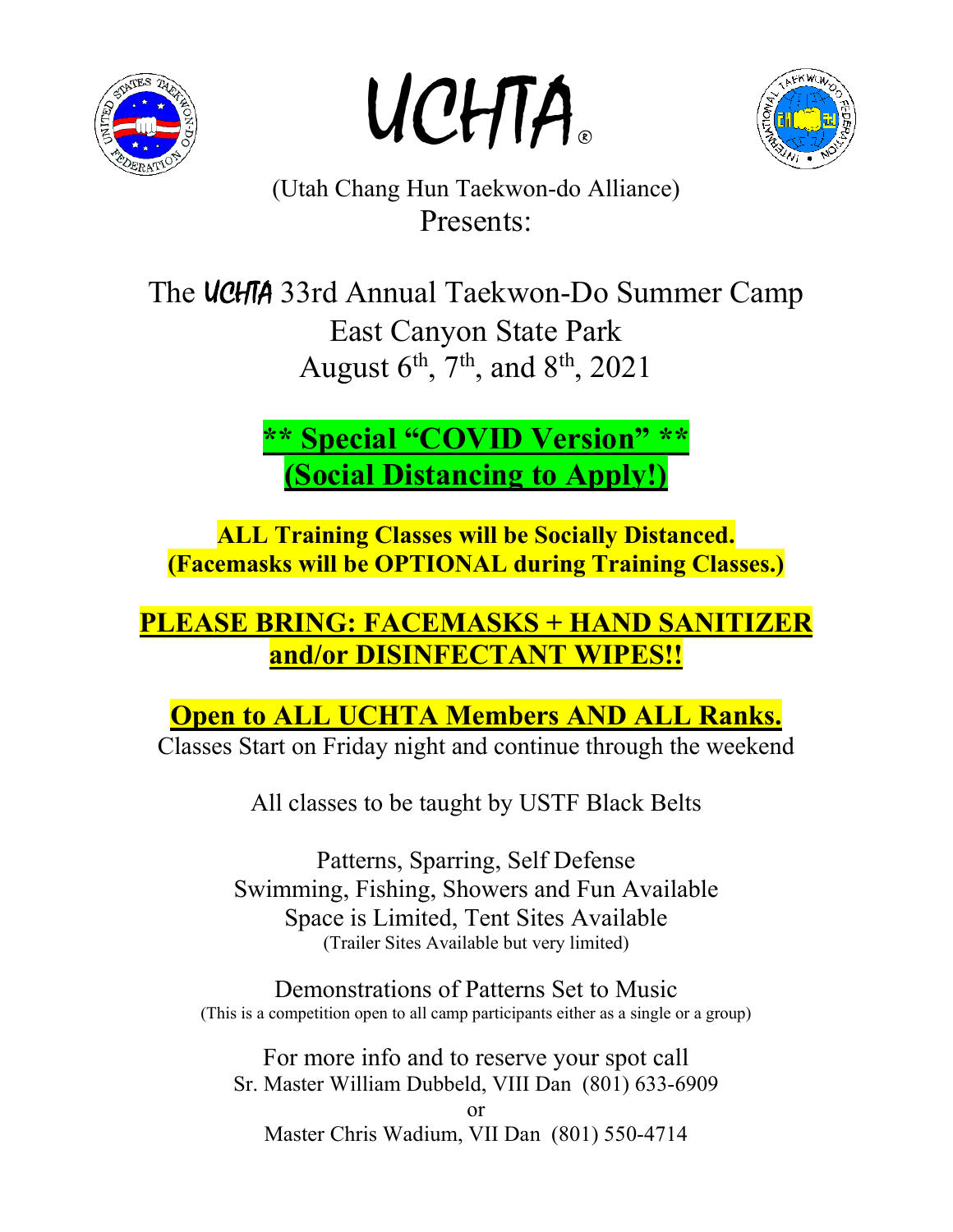# UCHTA®

(Utah Chang Hun Taekwon-do Alliance)
Presents:

## The UCHTA 33rd Annual Taekwon-Do Summer Camp
## East Canyon State Park
## August 6th, 7th, and 8th, 2021

**\*\* Special "COVID Version" \*\***
**(Social Distancing to Apply!)**

**ALL Training Classes will be Socially Distanced.**
**(Facemasks will be OPTIONAL during Training Classes.)**

**PLEASE BRING: FACEMASKS + HAND SANITIZER and/or DISINFECTANT WIPES!!**

**Open to ALL UCHTA Members AND ALL Ranks.**

Classes Start on Friday night and continue through the weekend

All classes to be taught by USTF Black Belts

Patterns, Sparring, Self Defense
Swimming, Fishing, Showers and Fun Available
Space is Limited, Tent Sites Available
(Trailer Sites Available but very limited)

Demonstrations of Patterns Set to Music
(This is a competition open to all camp participants either as a single or a group)

For more info and to reserve your spot call
Sr. Master William Dubbeld, VIII Dan (801) 633-6909
or
Master Chris Wadium, VII Dan (801) 550-4714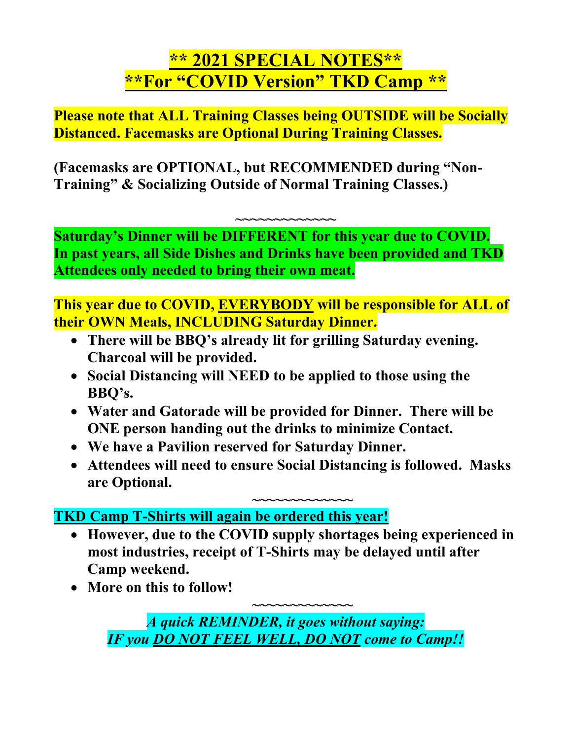# ** 2021 SPECIAL NOTES**
# **For "COVID Version" TKD Camp **

**Please note that ALL Training Classes being OUTSIDE will be Socially Distanced. Facemasks are Optional During Training Classes.**

**(Facemasks are OPTIONAL, but RECOMMENDED during "Non-Training" & Socializing Outside of Normal Training Classes.)**

~~~~~~~~~~~~~

**Saturday's Dinner will be DIFFERENT for this year due to COVID. In past years, all Side Dishes and Drinks have been provided and TKD Attendees only needed to bring their own meat.**

**This year due to COVID, EVERYBODY will be responsible for ALL of their OWN Meals, INCLUDING Saturday Dinner.**

- **There will be BBQ's already lit for grilling Saturday evening. Charcoal will be provided.**
- **Social Distancing will NEED to be applied to those using the BBQ's.**
- **Water and Gatorade will be provided for Dinner. There will be ONE person handing out the drinks to minimize Contact.**
- **We have a Pavilion reserved for Saturday Dinner.**
- **Attendees will need to ensure Social Distancing is followed. Masks are Optional.**

~~~~~~~~~~~~~

**TKD Camp T-Shirts will again be ordered this year!**

- **However, due to the COVID supply shortages being experienced in most industries, receipt of T-Shirts may be delayed until after Camp weekend.**
- **More on this to follow!**

~~~~~~~~~~~~~

***A quick REMINDER, it goes without saying:***
***IF you DO NOT FEEL WELL, DO NOT come to Camp!!***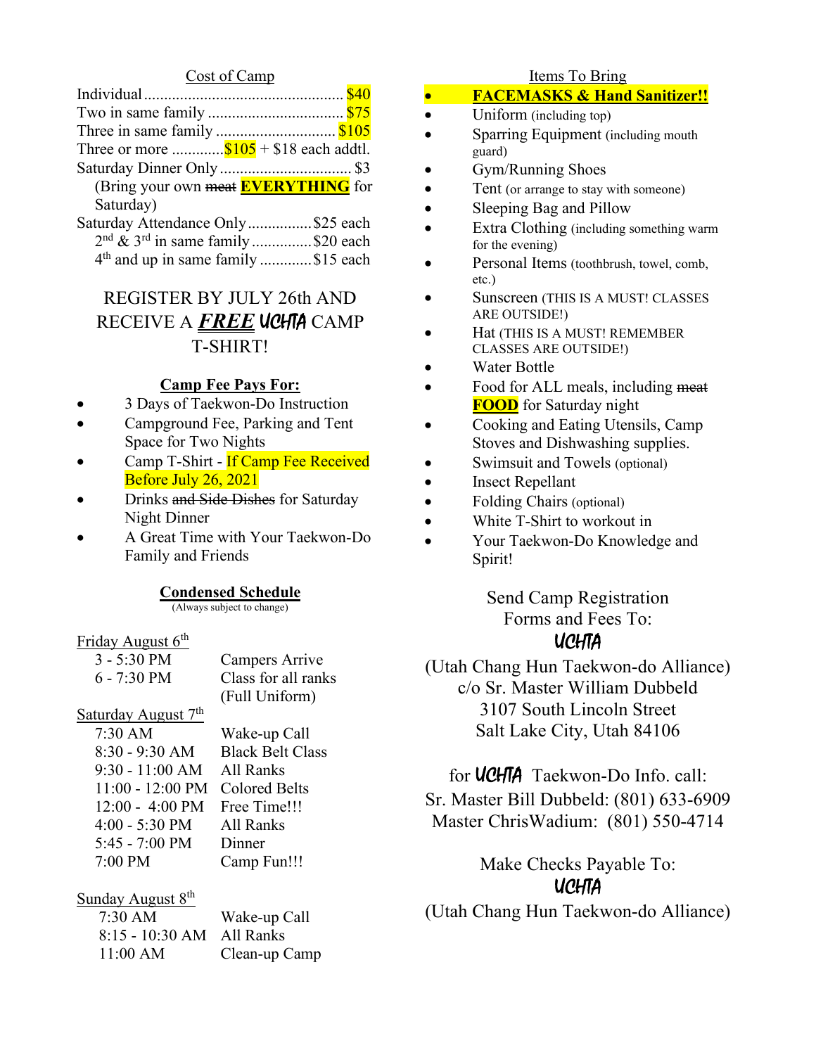## Cost of Camp

| | |
|---|---|
| Individual | $40 |
| Two in same family | $75 |
| Three in same family | $105 |
| Three or more | $105 + $18 each addtl. |
| Saturday Dinner Only | $3 |
| (Bring your own ~~meat~~ **EVERYTHING** for Saturday) | |
| Saturday Attendance Only | $25 each |
| 2nd & 3rd in same family | $20 each |
| 4th and up in same family | $15 each |

### REGISTER BY JULY 26th AND RECEIVE A ***FREE*** UCHTA CAMP T-SHIRT!

**Camp Fee Pays For:**

- 3 Days of Taekwon-Do Instruction
- Campground Fee, Parking and Tent Space for Two Nights
- Camp T-Shirt - If Camp Fee Received Before July 26, 2021
- Drinks ~~and Side Dishes~~ for Saturday Night Dinner
- A Great Time with Your Taekwon-Do Family and Friends

**Condensed Schedule**

(Always subject to change)

Friday August 6th

| | |
|---|---|
| 3 - 5:30 PM | Campers Arrive |
| 6 - 7:30 PM | Class for all ranks (Full Uniform) |

Saturday August 7th

| | |
|---|---|
| 7:30 AM | Wake-up Call |
| 8:30 - 9:30 AM | Black Belt Class |
| 9:30 - 11:00 AM | All Ranks |
| 11:00 - 12:00 PM | Colored Belts |
| 12:00 - 4:00 PM | Free Time!!! |
| 4:00 - 5:30 PM | All Ranks |
| 5:45 - 7:00 PM | Dinner |
| 7:00 PM | Camp Fun!!! |

Sunday August 8th

| | |
|---|---|
| 7:30 AM | Wake-up Call |
| 8:15 - 10:30 AM | All Ranks |
| 11:00 AM | Clean-up Camp |

## Items To Bring

- **FACEMASKS & Hand Sanitizer!!**
- Uniform (including top)
- Sparring Equipment (including mouth guard)
- Gym/Running Shoes
- Tent (or arrange to stay with someone)
- Sleeping Bag and Pillow
- Extra Clothing (including something warm for the evening)
- Personal Items (toothbrush, towel, comb, etc.)
- Sunscreen (THIS IS A MUST! CLASSES ARE OUTSIDE!)
- Hat (THIS IS A MUST! REMEMBER CLASSES ARE OUTSIDE!)
- Water Bottle
- Food for ALL meals, including ~~meat~~ **FOOD** for Saturday night
- Cooking and Eating Utensils, Camp Stoves and Dishwashing supplies.
- Swimsuit and Towels (optional)
- Insect Repellant
- Folding Chairs (optional)
- White T-Shirt to workout in
- Your Taekwon-Do Knowledge and Spirit!

Send Camp Registration Forms and Fees To:
UCHTA
(Utah Chang Hun Taekwon-do Alliance)
c/o Sr. Master William Dubbeld
3107 South Lincoln Street
Salt Lake City, Utah 84106

for UCHTA Taekwon-Do Info. call:
Sr. Master Bill Dubbeld: (801) 633-6909
Master ChrisWadium: (801) 550-4714

Make Checks Payable To:
UCHTA
(Utah Chang Hun Taekwon-do Alliance)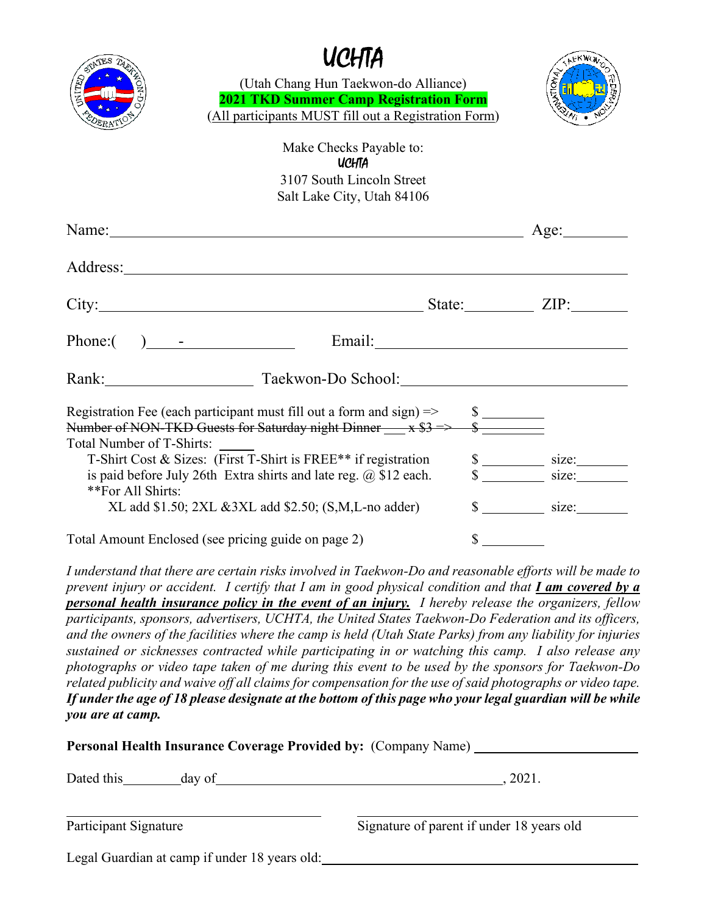# UCHTA

(Utah Chang Hun Taekwon-do Alliance)

**2021 TKD Summer Camp Registration Form**

(All participants MUST fill out a Registration Form)

Make Checks Payable to:
UCHTA
3107 South Lincoln Street
Salt Lake City, Utah 84106

Name:______________________________________ Age:________

Address:_____________________________________________

City:_________________________________ State:_________ ZIP:_______

Phone:(   )___-___________ Email:______________________________

Rank:___________________ Taekwon-Do School:__________________________

Registration Fee (each participant must fill out a form and sign) => $ _________

~~Number of NON-TKD Guests for Saturday night Dinner ___ x $3 => $ _________~~

Total Number of T-Shirts: _____

T-Shirt Cost & Sizes: (First T-Shirt is FREE** if registration is paid before July 26th Extra shirts and late reg. @ $12 each.
**For All Shirts:
XL add $1.50; 2XL &3XL add $2.50; (S,M,L-no adder)

$ _________ size:_______
$ _________ size:_______
$ _________ size:_______

Total Amount Enclosed (see pricing guide on page 2) $ _________

*I understand that there are certain risks involved in Taekwon-Do and reasonable efforts will be made to prevent injury or accident. I certify that I am in good physical condition and that* ***I am covered by a personal health insurance policy in the event of an injury.*** *I hereby release the organizers, fellow participants, sponsors, advertisers, UCHTA, the United States Taekwon-Do Federation and its officers, and the owners of the facilities where the camp is held (Utah State Parks) from any liability for injuries sustained or sicknesses contracted while participating in or watching this camp. I also release any photographs or video tape taken of me during this event to be used by the sponsors for Taekwon-Do related publicity and waive off all claims for compensation for the use of said photographs or video tape.* ***If under the age of 18 please designate at the bottom of this page who your legal guardian will be while you are at camp.***

**Personal Health Insurance Coverage Provided by:** (Company Name) ________________________

Dated this________day of________________________________________, 2021.

______________________________ ______________________________
Participant Signature Signature of parent if under 18 years old

Legal Guardian at camp if under 18 years old:____________________________________________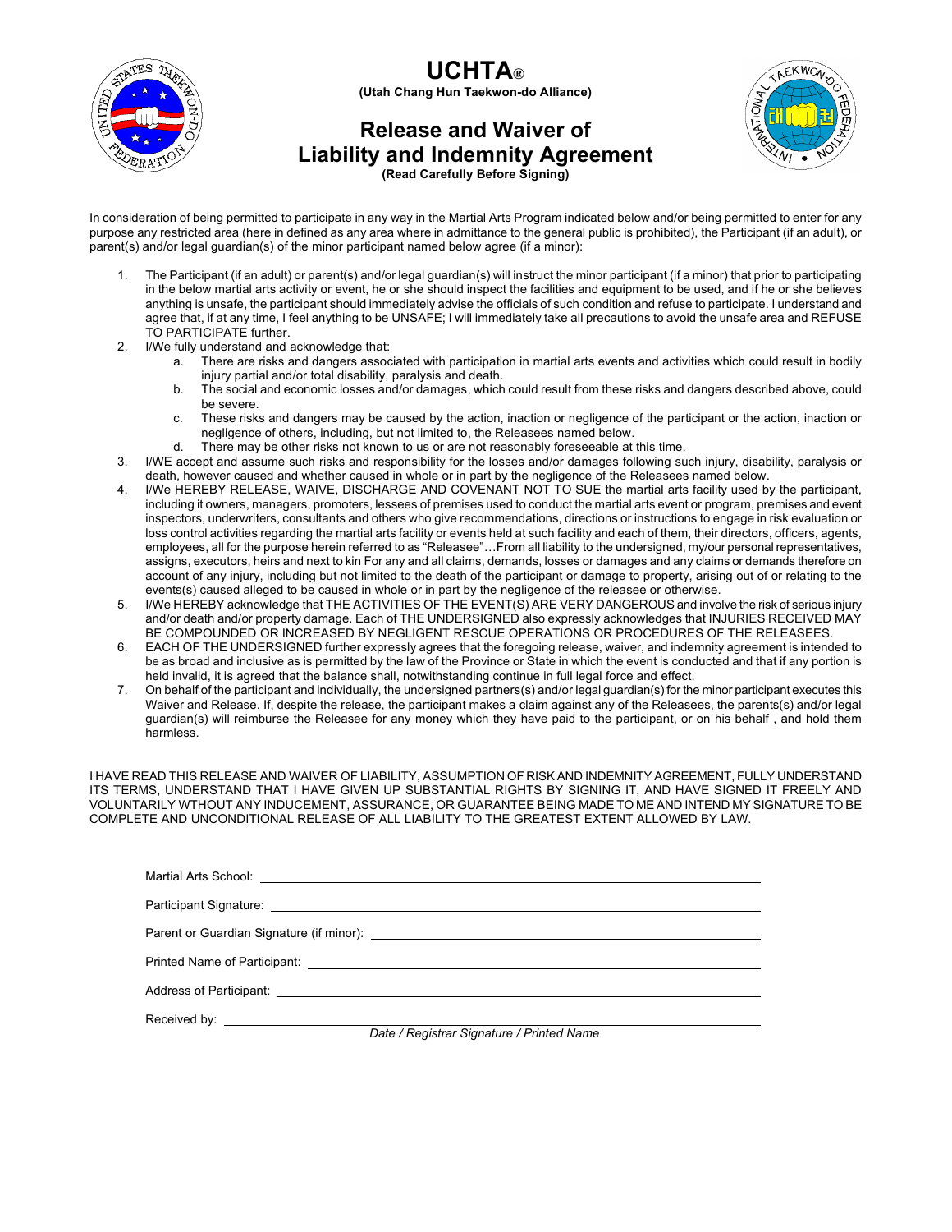# UCHTA®

**(Utah Chang Hun Taekwon-do Alliance)**

## Release and Waiver of Liability and Indemnity Agreement

**(Read Carefully Before Signing)**

In consideration of being permitted to participate in any way in the Martial Arts Program indicated below and/or being permitted to enter for any purpose any restricted area (here in defined as any area where in admittance to the general public is prohibited), the Participant (if an adult), or parent(s) and/or legal guardian(s) of the minor participant named below agree (if a minor):

1. The Participant (if an adult) or parent(s) and/or legal guardian(s) will instruct the minor participant (if a minor) that prior to participating in the below martial arts activity or event, he or she should inspect the facilities and equipment to be used, and if he or she believes anything is unsafe, the participant should immediately advise the officials of such condition and refuse to participate. I understand and agree that, if at any time, I feel anything to be UNSAFE; I will immediately take all precautions to avoid the unsafe area and REFUSE TO PARTICIPATE further.
2. I/We fully understand and acknowledge that:
   a. There are risks and dangers associated with participation in martial arts events and activities which could result in bodily injury partial and/or total disability, paralysis and death.
   b. The social and economic losses and/or damages, which could result from these risks and dangers described above, could be severe.
   c. These risks and dangers may be caused by the action, inaction or negligence of the participant or the action, inaction or negligence of others, including, but not limited to, the Releasees named below.
   d. There may be other risks not known to us or are not reasonably foreseeable at this time.
3. I/WE accept and assume such risks and responsibility for the losses and/or damages following such injury, disability, paralysis or death, however caused and whether caused in whole or in part by the negligence of the Releasees named below.
4. I/We HEREBY RELEASE, WAIVE, DISCHARGE AND COVENANT NOT TO SUE the martial arts facility used by the participant, including it owners, managers, promoters, lessees of premises used to conduct the martial arts event or program, premises and event inspectors, underwriters, consultants and others who give recommendations, directions or instructions to engage in risk evaluation or loss control activities regarding the martial arts facility or events held at such facility and each of them, their directors, officers, agents, employees, all for the purpose herein referred to as "Releasee"…From all liability to the undersigned, my/our personal representatives, assigns, executors, heirs and next to kin For any and all claims, demands, losses or damages and any claims or demands therefore on account of any injury, including but not limited to the death of the participant or damage to property, arising out of or relating to the events(s) caused alleged to be caused in whole or in part by the negligence of the releasee or otherwise.
5. I/We HEREBY acknowledge that THE ACTIVITIES OF THE EVENT(S) ARE VERY DANGEROUS and involve the risk of serious injury and/or death and/or property damage. Each of THE UNDERSIGNED also expressly acknowledges that INJURIES RECEIVED MAY BE COMPOUNDED OR INCREASED BY NEGLIGENT RESCUE OPERATIONS OR PROCEDURES OF THE RELEASEES.
6. EACH OF THE UNDERSIGNED further expressly agrees that the foregoing release, waiver, and indemnity agreement is intended to be as broad and inclusive as is permitted by the law of the Province or State in which the event is conducted and that if any portion is held invalid, it is agreed that the balance shall, notwithstanding continue in full legal force and effect.
7. On behalf of the participant and individually, the undersigned partners(s) and/or legal guardian(s) for the minor participant executes this Waiver and Release. If, despite the release, the participant makes a claim against any of the Releasees, the parents(s) and/or legal guardian(s) will reimburse the Releasee for any money which they have paid to the participant, or on his behalf , and hold them harmless.

I HAVE READ THIS RELEASE AND WAIVER OF LIABILITY, ASSUMPTION OF RISK AND INDEMNITY AGREEMENT, FULLY UNDERSTAND ITS TERMS, UNDERSTAND THAT I HAVE GIVEN UP SUBSTANTIAL RIGHTS BY SIGNING IT, AND HAVE SIGNED IT FREELY AND VOLUNTARILY WTHOUT ANY INDUCEMENT, ASSURANCE, OR GUARANTEE BEING MADE TO ME AND INTEND MY SIGNATURE TO BE COMPLETE AND UNCONDITIONAL RELEASE OF ALL LIABILITY TO THE GREATEST EXTENT ALLOWED BY LAW.

Martial Arts School: ______________________________

Participant Signature: ______________________________

Parent or Guardian Signature (if minor): ______________________________

Printed Name of Participant: ______________________________

Address of Participant: ______________________________

Received by: ______________________________

*Date / Registrar Signature / Printed Name*